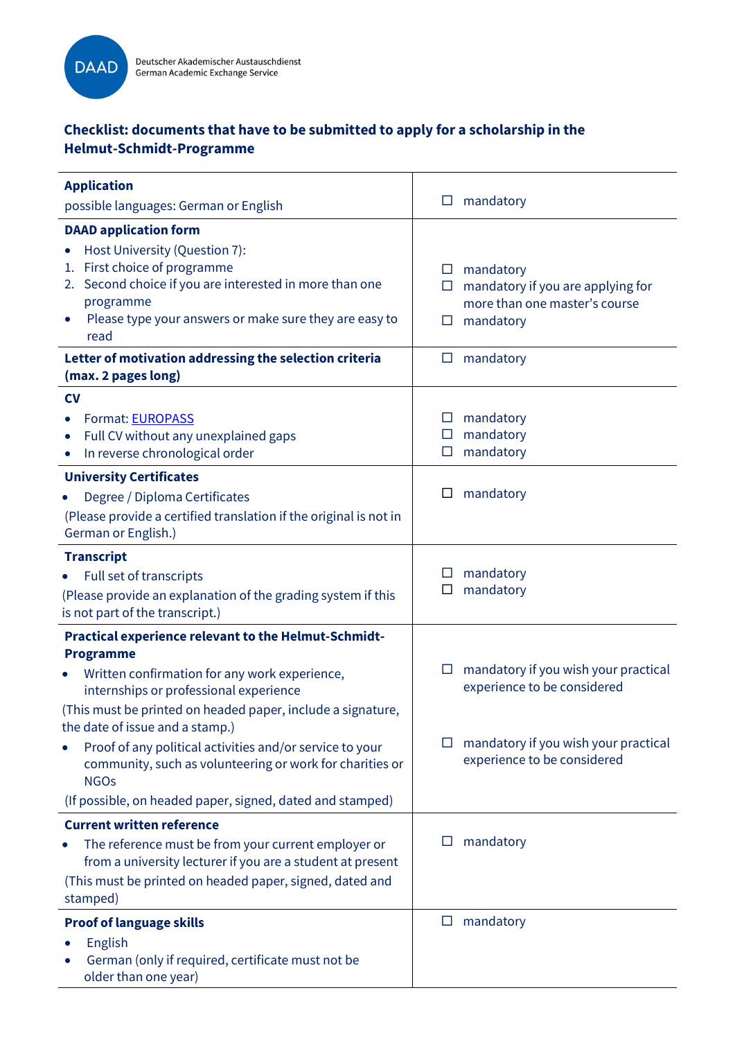Deutscher Akademischer Austauschdienst
German Academic Exchange Service

## Checklist: documents that have to be submitted to apply for a scholarship in the Helmut-Schmidt-Programme

| | |
|---|---|
| **Application**<br>possible languages: German or English | ☐ mandatory |
| **DAAD application form**<br>• Host University (Question 7):<br>1. First choice of programme<br>2. Second choice if you are interested in more than one programme<br>• Please type your answers or make sure they are easy to read | ☐ mandatory<br>☐ mandatory if you are applying for more than one master's course<br>☐ mandatory |
| **Letter of motivation addressing the selection criteria (max. 2 pages long)** | ☐ mandatory |
| **CV**<br>• Format: [EUROPASS]<br>• Full CV without any unexplained gaps<br>• In reverse chronological order | ☐ mandatory<br>☐ mandatory<br>☐ mandatory |
| **University Certificates**<br>• Degree / Diploma Certificates<br>(Please provide a certified translation if the original is not in German or English.) | ☐ mandatory |
| **Transcript**<br>• Full set of transcripts<br>(Please provide an explanation of the grading system if this is not part of the transcript.) | ☐ mandatory<br>☐ mandatory |
| **Practical experience relevant to the Helmut-Schmidt-Programme**<br>• Written confirmation for any work experience, internships or professional experience<br>(This must be printed on headed paper, include a signature, the date of issue and a stamp.)<br>• Proof of any political activities and/or service to your community, such as volunteering or work for charities or NGOs<br>(If possible, on headed paper, signed, dated and stamped) | ☐ mandatory if you wish your practical experience to be considered<br><br>☐ mandatory if you wish your practical experience to be considered |
| **Current written reference**<br>• The reference must be from your current employer or from a university lecturer if you are a student at present<br>(This must be printed on headed paper, signed, dated and stamped) | ☐ mandatory |
| **Proof of language skills**<br>• English<br>• German (only if required, certificate must not be older than one year) | ☐ mandatory |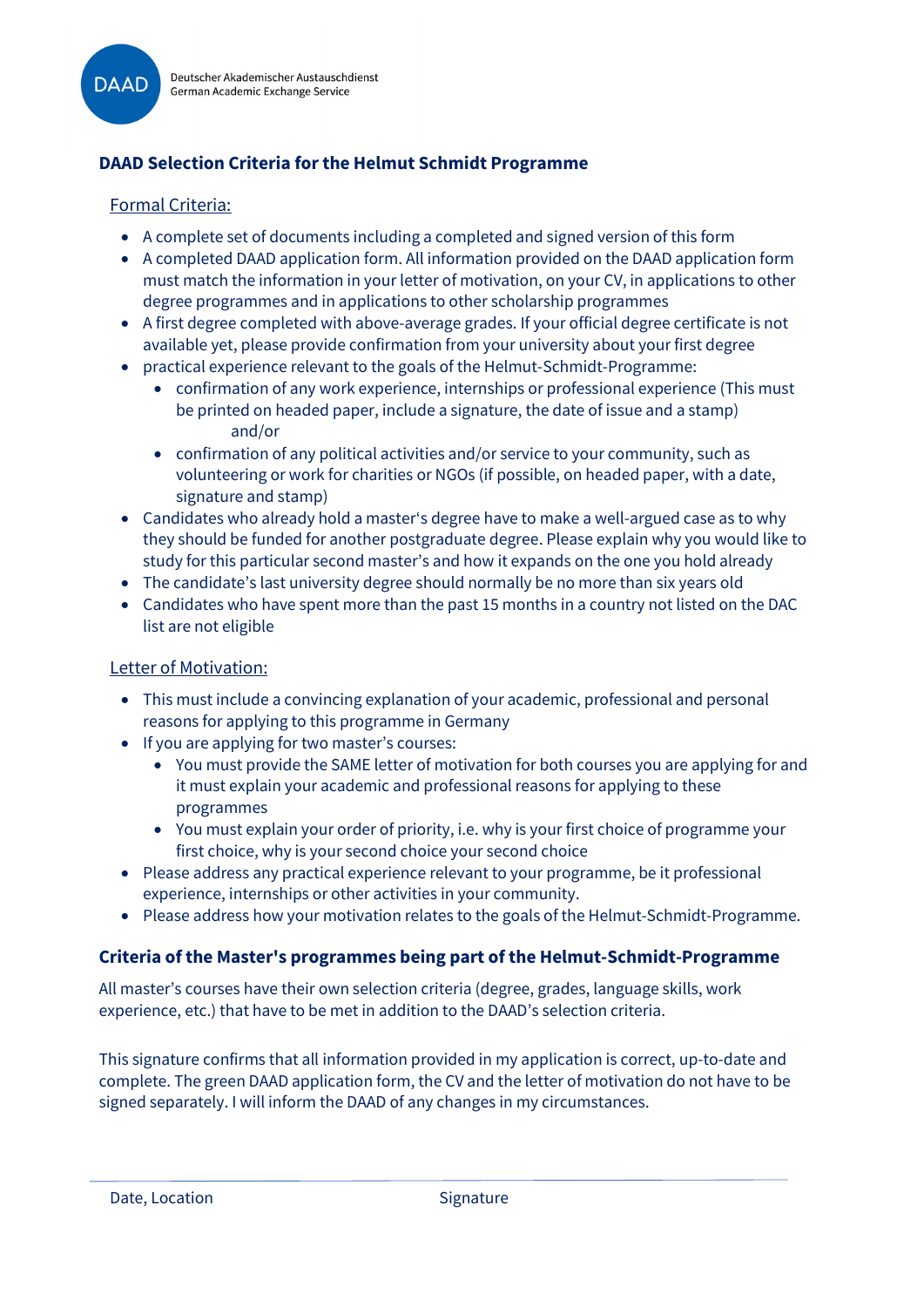Deutscher Akademischer Austauschdienst
German Academic Exchange Service

## DAAD Selection Criteria for the Helmut Schmidt Programme

### Formal Criteria:

- A complete set of documents including a completed and signed version of this form
- A completed DAAD application form. All information provided on the DAAD application form must match the information in your letter of motivation, on your CV, in applications to other degree programmes and in applications to other scholarship programmes
- A first degree completed with above-average grades. If your official degree certificate is not available yet, please provide confirmation from your university about your first degree
- practical experience relevant to the goals of the Helmut-Schmidt-Programme:
  - confirmation of any work experience, internships or professional experience (This must be printed on headed paper, include a signature, the date of issue and a stamp)
    and/or
  - confirmation of any political activities and/or service to your community, such as volunteering or work for charities or NGOs (if possible, on headed paper, with a date, signature and stamp)
- Candidates who already hold a master's degree have to make a well-argued case as to why they should be funded for another postgraduate degree. Please explain why you would like to study for this particular second master's and how it expands on the one you hold already
- The candidate's last university degree should normally be no more than six years old
- Candidates who have spent more than the past 15 months in a country not listed on the DAC list are not eligible

### Letter of Motivation:

- This must include a convincing explanation of your academic, professional and personal reasons for applying to this programme in Germany
- If you are applying for two master's courses:
  - You must provide the SAME letter of motivation for both courses you are applying for and it must explain your academic and professional reasons for applying to these programmes
  - You must explain your order of priority, i.e. why is your first choice of programme your first choice, why is your second choice your second choice
- Please address any practical experience relevant to your programme, be it professional experience, internships or other activities in your community.
- Please address how your motivation relates to the goals of the Helmut-Schmidt-Programme.

## Criteria of the Master's programmes being part of the Helmut-Schmidt-Programme

All master's courses have their own selection criteria (degree, grades, language skills, work experience, etc.) that have to be met in addition to the DAAD's selection criteria.

This signature confirms that all information provided in my application is correct, up-to-date and complete. The green DAAD application form, the CV and the letter of motivation do not have to be signed separately. I will inform the DAAD of any changes in my circumstances.

Date, Location　　　　　　　　　　　　Signature